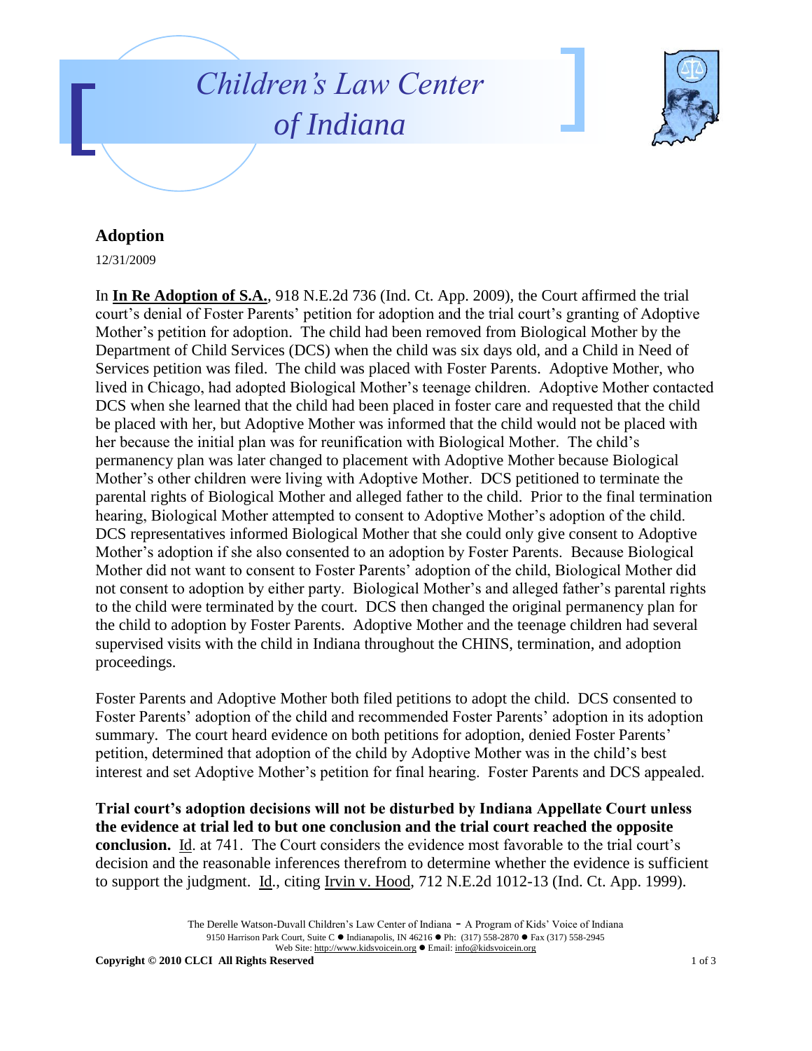# Children's Law Center of Indiana

## Adoption

12/31/2009

In **In Re Adoption of S.A.**, 918 N.E.2d 736 (Ind. Ct. App. 2009), the Court affirmed the trial court's denial of Foster Parents' petition for adoption and the trial court's granting of Adoptive Mother's petition for adoption. The child had been removed from Biological Mother by the Department of Child Services (DCS) when the child was six days old, and a Child in Need of Services petition was filed. The child was placed with Foster Parents. Adoptive Mother, who lived in Chicago, had adopted Biological Mother's teenage children. Adoptive Mother contacted DCS when she learned that the child had been placed in foster care and requested that the child be placed with her, but Adoptive Mother was informed that the child would not be placed with her because the initial plan was for reunification with Biological Mother. The child's permanency plan was later changed to placement with Adoptive Mother because Biological Mother's other children were living with Adoptive Mother. DCS petitioned to terminate the parental rights of Biological Mother and alleged father to the child. Prior to the final termination hearing, Biological Mother attempted to consent to Adoptive Mother's adoption of the child. DCS representatives informed Biological Mother that she could only give consent to Adoptive Mother's adoption if she also consented to an adoption by Foster Parents. Because Biological Mother did not want to consent to Foster Parents' adoption of the child, Biological Mother did not consent to adoption by either party. Biological Mother's and alleged father's parental rights to the child were terminated by the court. DCS then changed the original permanency plan for the child to adoption by Foster Parents. Adoptive Mother and the teenage children had several supervised visits with the child in Indiana throughout the CHINS, termination, and adoption proceedings.

Foster Parents and Adoptive Mother both filed petitions to adopt the child. DCS consented to Foster Parents' adoption of the child and recommended Foster Parents' adoption in its adoption summary. The court heard evidence on both petitions for adoption, denied Foster Parents' petition, determined that adoption of the child by Adoptive Mother was in the child's best interest and set Adoptive Mother's petition for final hearing. Foster Parents and DCS appealed.

**Trial court's adoption decisions will not be disturbed by Indiana Appellate Court unless the evidence at trial led to but one conclusion and the trial court reached the opposite conclusion.** Id. at 741. The Court considers the evidence most favorable to the trial court's decision and the reasonable inferences therefrom to determine whether the evidence is sufficient to support the judgment. Id., citing Irvin v. Hood, 712 N.E.2d 1012-13 (Ind. Ct. App. 1999).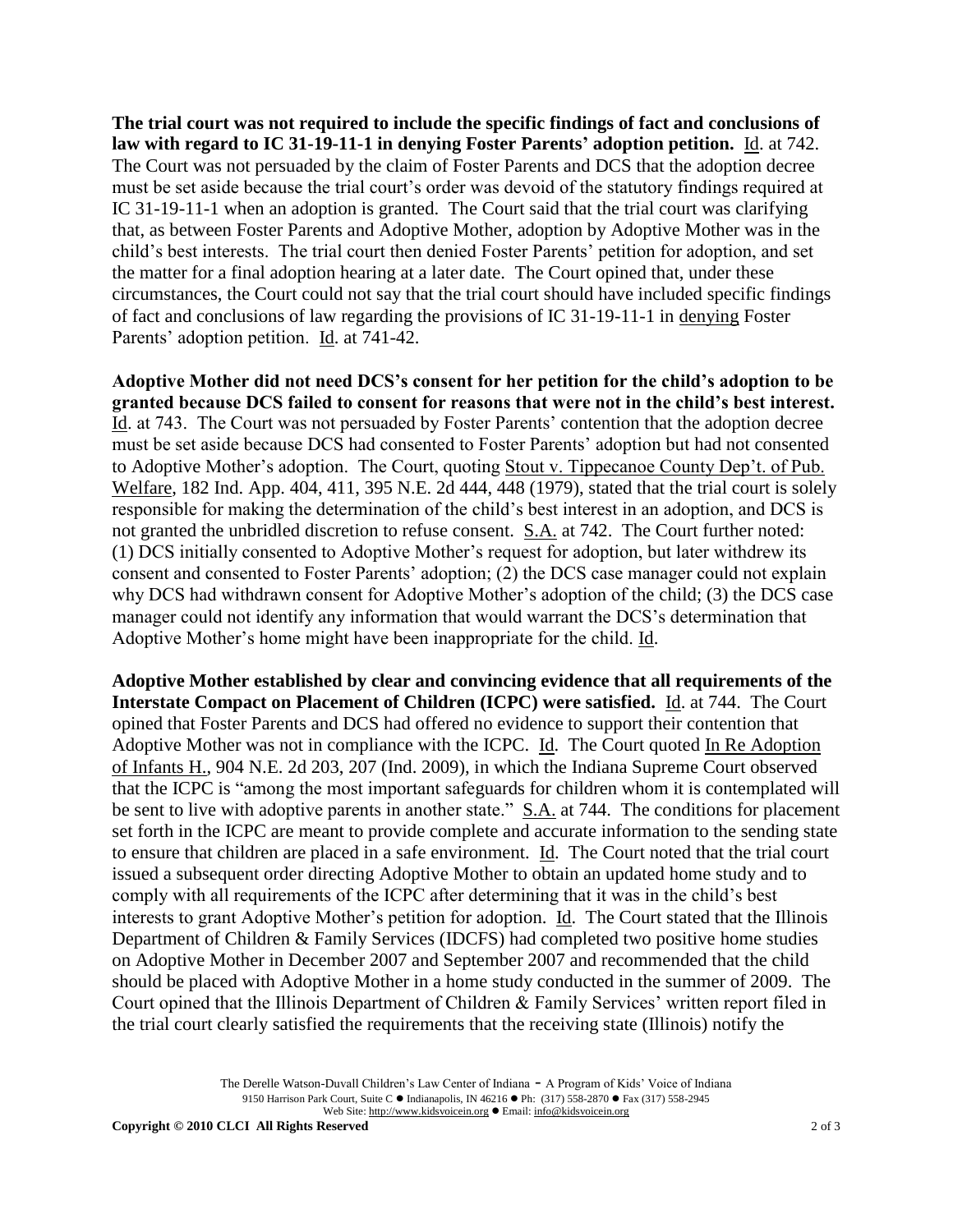**The trial court was not required to include the specific findings of fact and conclusions of law with regard to IC 31-19-11-1 in denying Foster Parents' adoption petition.** Id. at 742. The Court was not persuaded by the claim of Foster Parents and DCS that the adoption decree must be set aside because the trial court's order was devoid of the statutory findings required at IC 31-19-11-1 when an adoption is granted. The Court said that the trial court was clarifying that, as between Foster Parents and Adoptive Mother, adoption by Adoptive Mother was in the child's best interests. The trial court then denied Foster Parents' petition for adoption, and set the matter for a final adoption hearing at a later date. The Court opined that, under these circumstances, the Court could not say that the trial court should have included specific findings of fact and conclusions of law regarding the provisions of IC 31-19-11-1 in denying Foster Parents' adoption petition. Id. at 741-42.

**Adoptive Mother did not need DCS's consent for her petition for the child's adoption to be granted because DCS failed to consent for reasons that were not in the child's best interest.** Id. at 743. The Court was not persuaded by Foster Parents' contention that the adoption decree must be set aside because DCS had consented to Foster Parents' adoption but had not consented to Adoptive Mother's adoption. The Court, quoting Stout v. Tippecanoe County Dep't. of Pub. Welfare, 182 Ind. App. 404, 411, 395 N.E. 2d 444, 448 (1979), stated that the trial court is solely responsible for making the determination of the child's best interest in an adoption, and DCS is not granted the unbridled discretion to refuse consent. S.A. at 742. The Court further noted: (1) DCS initially consented to Adoptive Mother's request for adoption, but later withdrew its consent and consented to Foster Parents' adoption; (2) the DCS case manager could not explain why DCS had withdrawn consent for Adoptive Mother's adoption of the child; (3) the DCS case manager could not identify any information that would warrant the DCS's determination that Adoptive Mother's home might have been inappropriate for the child. Id.

**Adoptive Mother established by clear and convincing evidence that all requirements of the Interstate Compact on Placement of Children (ICPC) were satisfied.** Id. at 744. The Court opined that Foster Parents and DCS had offered no evidence to support their contention that Adoptive Mother was not in compliance with the ICPC. Id. The Court quoted In Re Adoption of Infants H., 904 N.E. 2d 203, 207 (Ind. 2009), in which the Indiana Supreme Court observed that the ICPC is "among the most important safeguards for children whom it is contemplated will be sent to live with adoptive parents in another state." S.A. at 744. The conditions for placement set forth in the ICPC are meant to provide complete and accurate information to the sending state to ensure that children are placed in a safe environment. Id. The Court noted that the trial court issued a subsequent order directing Adoptive Mother to obtain an updated home study and to comply with all requirements of the ICPC after determining that it was in the child's best interests to grant Adoptive Mother's petition for adoption. Id. The Court stated that the Illinois Department of Children & Family Services (IDCFS) had completed two positive home studies on Adoptive Mother in December 2007 and September 2007 and recommended that the child should be placed with Adoptive Mother in a home study conducted in the summer of 2009. The Court opined that the Illinois Department of Children & Family Services' written report filed in the trial court clearly satisfied the requirements that the receiving state (Illinois) notify the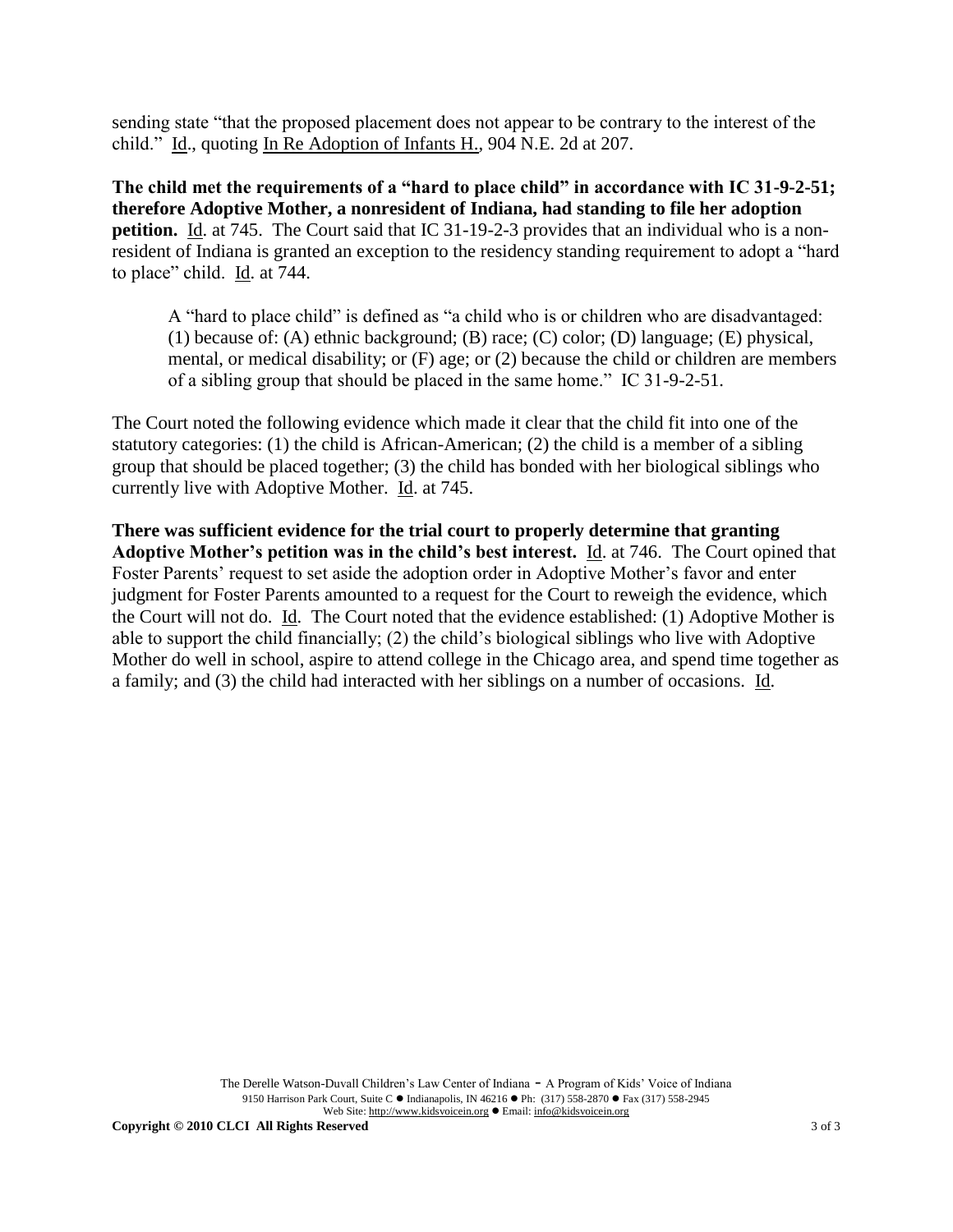sending state "that the proposed placement does not appear to be contrary to the interest of the child." Id., quoting In Re Adoption of Infants H., 904 N.E. 2d at 207.

**The child met the requirements of a "hard to place child" in accordance with IC 31-9-2-51; therefore Adoptive Mother, a nonresident of Indiana, had standing to file her adoption petition.** Id. at 745. The Court said that IC 31-19-2-3 provides that an individual who is a non-resident of Indiana is granted an exception to the residency standing requirement to adopt a "hard to place" child. Id. at 744.

> A "hard to place child" is defined as "a child who is or children who are disadvantaged: (1) because of: (A) ethnic background; (B) race; (C) color; (D) language; (E) physical, mental, or medical disability; or (F) age; or (2) because the child or children are members of a sibling group that should be placed in the same home." IC 31-9-2-51.

The Court noted the following evidence which made it clear that the child fit into one of the statutory categories: (1) the child is African-American; (2) the child is a member of a sibling group that should be placed together; (3) the child has bonded with her biological siblings who currently live with Adoptive Mother. Id. at 745.

**There was sufficient evidence for the trial court to properly determine that granting Adoptive Mother's petition was in the child's best interest.** Id. at 746. The Court opined that Foster Parents' request to set aside the adoption order in Adoptive Mother's favor and enter judgment for Foster Parents amounted to a request for the Court to reweigh the evidence, which the Court will not do. Id. The Court noted that the evidence established: (1) Adoptive Mother is able to support the child financially; (2) the child's biological siblings who live with Adoptive Mother do well in school, aspire to attend college in the Chicago area, and spend time together as a family; and (3) the child had interacted with her siblings on a number of occasions. Id.